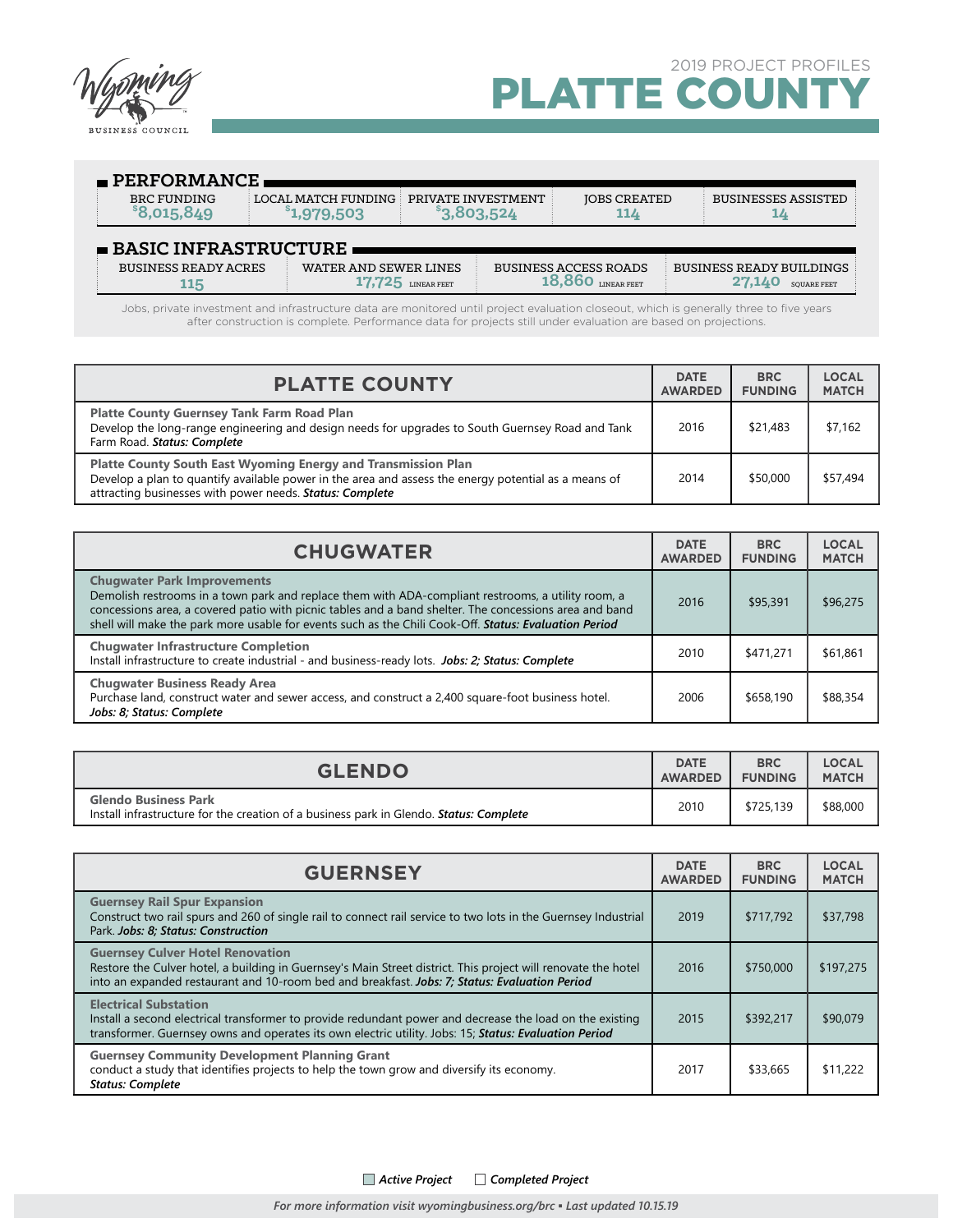2019 PROJECT PROFILES

# PLATTE COUNTY

## PERFORMANCE

| BRC FUNDING | LOCAL MATCH FUNDING | PRIVATE INVESTMENT | JOBS CREATED | BUSINESSES ASSISTED |
|---|---|---|---|---|
| $8,015,849 | $1,979,503 | $3,803,524 | 114 | 14 |

## BASIC INFRASTRUCTURE

| BUSINESS READY ACRES | WATER AND SEWER LINES | BUSINESS ACCESS ROADS | BUSINESS READY BUILDINGS |
|---|---|---|---|
| 115 | 17,725 LINEAR FEET | 18,860 LINEAR FEET | 27,140 SQUARE FEET |

Jobs, private investment and infrastructure data are monitored until project evaluation closeout, which is generally three to five years after construction is complete. Performance data for projects still under evaluation are based on projections.

| PLATTE COUNTY | DATE AWARDED | BRC FUNDING | LOCAL MATCH |
|---|---|---|---|
| **Platte County Guernsey Tank Farm Road Plan** Develop the long-range engineering and design needs for upgrades to South Guernsey Road and Tank Farm Road. ***Status: Complete*** | 2016 | $21,483 | $7,162 |
| **Platte County South East Wyoming Energy and Transmission Plan** Develop a plan to quantify available power in the area and assess the energy potential as a means of attracting businesses with power needs. ***Status: Complete*** | 2014 | $50,000 | $57,494 |

| CHUGWATER | DATE AWARDED | BRC FUNDING | LOCAL MATCH |
|---|---|---|---|
| **Chugwater Park Improvements** Demolish restrooms in a town park and replace them with ADA-compliant restrooms, a utility room, a concessions area, a covered patio with picnic tables and a band shelter. The concessions area and band shell will make the park more usable for events such as the Chili Cook-Off. ***Status: Evaluation Period*** | 2016 | $95,391 | $96,275 |
| **Chugwater Infrastructure Completion** Install infrastructure to create industrial - and business-ready lots. ***Jobs: 2; Status: Complete*** | 2010 | $471,271 | $61,861 |
| **Chugwater Business Ready Area** Purchase land, construct water and sewer access, and construct a 2,400 square-foot business hotel. ***Jobs: 8; Status: Complete*** | 2006 | $658,190 | $88,354 |

| GLENDO | DATE AWARDED | BRC FUNDING | LOCAL MATCH |
|---|---|---|---|
| **Glendo Business Park** Install infrastructure for the creation of a business park in Glendo. ***Status: Complete*** | 2010 | $725,139 | $88,000 |

| GUERNSEY | DATE AWARDED | BRC FUNDING | LOCAL MATCH |
|---|---|---|---|
| **Guernsey Rail Spur Expansion** Construct two rail spurs and 260 of single rail to connect rail service to two lots in the Guernsey Industrial Park. ***Jobs: 8; Status: Construction*** | 2019 | $717,792 | $37,798 |
| **Guernsey Culver Hotel Renovation** Restore the Culver hotel, a building in Guernsey's Main Street district. This project will renovate the hotel into an expanded restaurant and 10-room bed and breakfast. ***Jobs: 7; Status: Evaluation Period*** | 2016 | $750,000 | $197,275 |
| **Electrical Substation** Install a second electrical transformer to provide redundant power and decrease the load on the existing transformer. Guernsey owns and operates its own electric utility. Jobs: 15; ***Status: Evaluation Period*** | 2015 | $392,217 | $90,079 |
| **Guernsey Community Development Planning Grant** conduct a study that identifies projects to help the town grow and diversify its economy. ***Status: Complete*** | 2017 | $33,665 | $11,222 |

*Active Project* *Completed Project*

*For more information visit wyomingbusiness.org/brc • Last updated 10.15.19*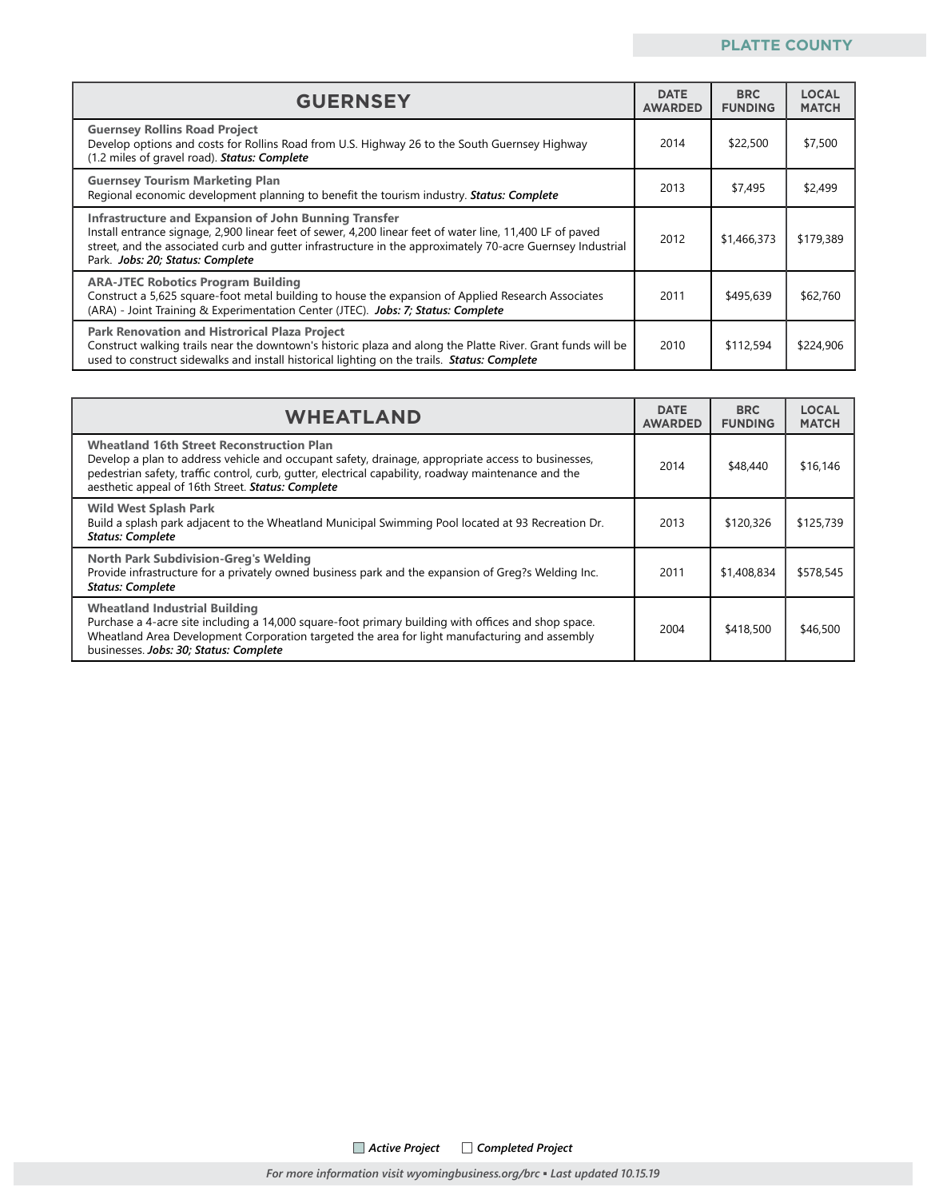## PLATTE COUNTY

| GUERNSEY | DATE AWARDED | BRC FUNDING | LOCAL MATCH |
|---|---|---|---|
| **Guernsey Rollins Road Project** Develop options and costs for Rollins Road from U.S. Highway 26 to the South Guernsey Highway (1.2 miles of gravel road). ***Status: Complete*** | 2014 | $22,500 | $7,500 |
| **Guernsey Tourism Marketing Plan** Regional economic development planning to benefit the tourism industry. ***Status: Complete*** | 2013 | $7,495 | $2,499 |
| **Infrastructure and Expansion of John Bunning Transfer** Install entrance signage, 2,900 linear feet of sewer, 4,200 linear feet of water line, 11,400 LF of paved street, and the associated curb and gutter infrastructure in the approximately 70-acre Guernsey Industrial Park. ***Jobs: 20; Status: Complete*** | 2012 | $1,466,373 | $179,389 |
| **ARA-JTEC Robotics Program Building** Construct a 5,625 square-foot metal building to house the expansion of Applied Research Associates (ARA) - Joint Training & Experimentation Center (JTEC). ***Jobs: 7; Status: Complete*** | 2011 | $495,639 | $62,760 |
| **Park Renovation and Histrorical Plaza Project** Construct walking trails near the downtown's historic plaza and along the Platte River. Grant funds will be used to construct sidewalks and install historical lighting on the trails. ***Status: Complete*** | 2010 | $112,594 | $224,906 |

| WHEATLAND | DATE AWARDED | BRC FUNDING | LOCAL MATCH |
|---|---|---|---|
| **Wheatland 16th Street Reconstruction Plan** Develop a plan to address vehicle and occupant safety, drainage, appropriate access to businesses, pedestrian safety, traffic control, curb, gutter, electrical capability, roadway maintenance and the aesthetic appeal of 16th Street. ***Status: Complete*** | 2014 | $48,440 | $16,146 |
| **Wild West Splash Park** Build a splash park adjacent to the Wheatland Municipal Swimming Pool located at 93 Recreation Dr. ***Status: Complete*** | 2013 | $120,326 | $125,739 |
| **North Park Subdivision-Greg's Welding** Provide infrastructure for a privately owned business park and the expansion of Greg?s Welding Inc. ***Status: Complete*** | 2011 | $1,408,834 | $578,545 |
| **Wheatland Industrial Building** Purchase a 4-acre site including a 14,000 square-foot primary building with offices and shop space. Wheatland Area Development Corporation targeted the area for light manufacturing and assembly businesses. ***Jobs: 30; Status: Complete*** | 2004 | $418,500 | $46,500 |

*Active Project* *Completed Project*

*For more information visit wyomingbusiness.org/brc ▪ Last updated 10.15.19*